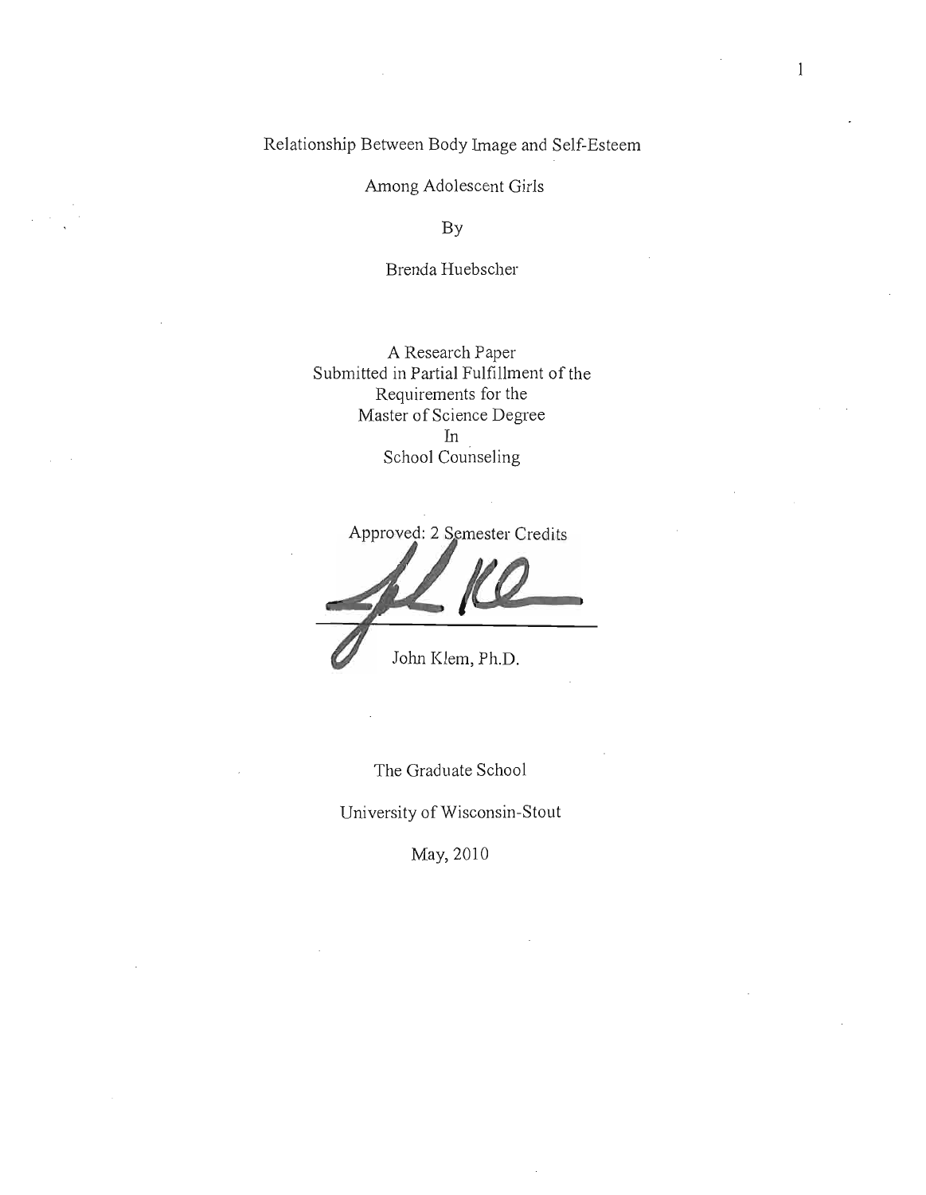# Relationship Between Body Image and Self-Esteem Among Adolescent Girls

By

Brenda Huebscher

A Research Paper
Submitted in Partial Fulfillment of the
Requirements for the
Master of Science Degree
In
School Counseling

Approved: 2 Semester Credits

John Klem, Ph.D.

The Graduate School

University of Wisconsin-Stout

May, 2010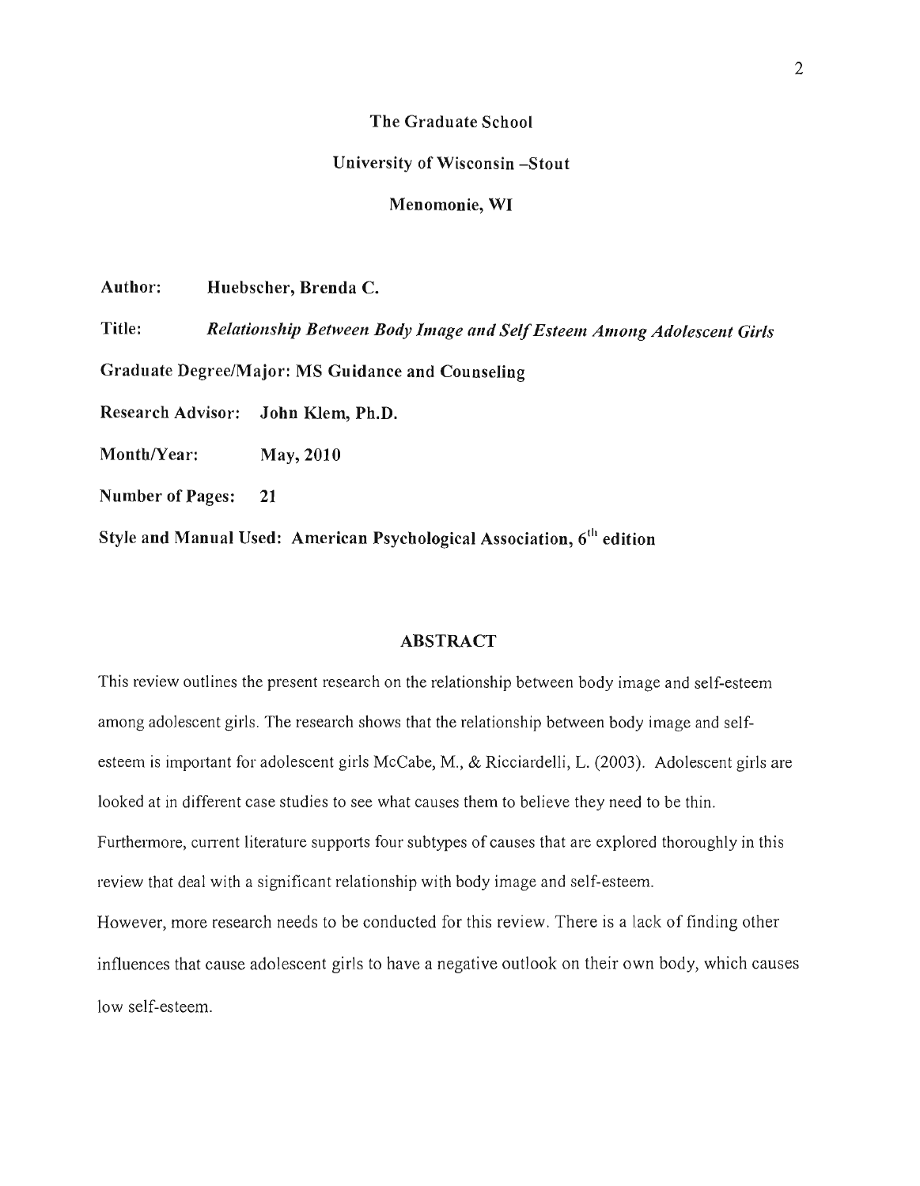**The Graduate School**

**University of Wisconsin –Stout**

**Menomonie, WI**

**Author:** **Huebscher, Brenda C.**

**Title:** ***Relationship Between Body Image and Self Esteem Among Adolescent Girls***

**Graduate Degree/Major: MS Guidance and Counseling**

**Research Advisor: John Klem, Ph.D.**

**Month/Year: May, 2010**

**Number of Pages: 21**

**Style and Manual Used: American Psychological Association, 6th edition**

## ABSTRACT

This review outlines the present research on the relationship between body image and self-esteem among adolescent girls. The research shows that the relationship between body image and self-esteem is important for adolescent girls McCabe, M., & Ricciardelli, L. (2003). Adolescent girls are looked at in different case studies to see what causes them to believe they need to be thin. Furthermore, current literature supports four subtypes of causes that are explored thoroughly in this review that deal with a significant relationship with body image and self-esteem.

However, more research needs to be conducted for this review. There is a lack of finding other influences that cause adolescent girls to have a negative outlook on their own body, which causes low self-esteem.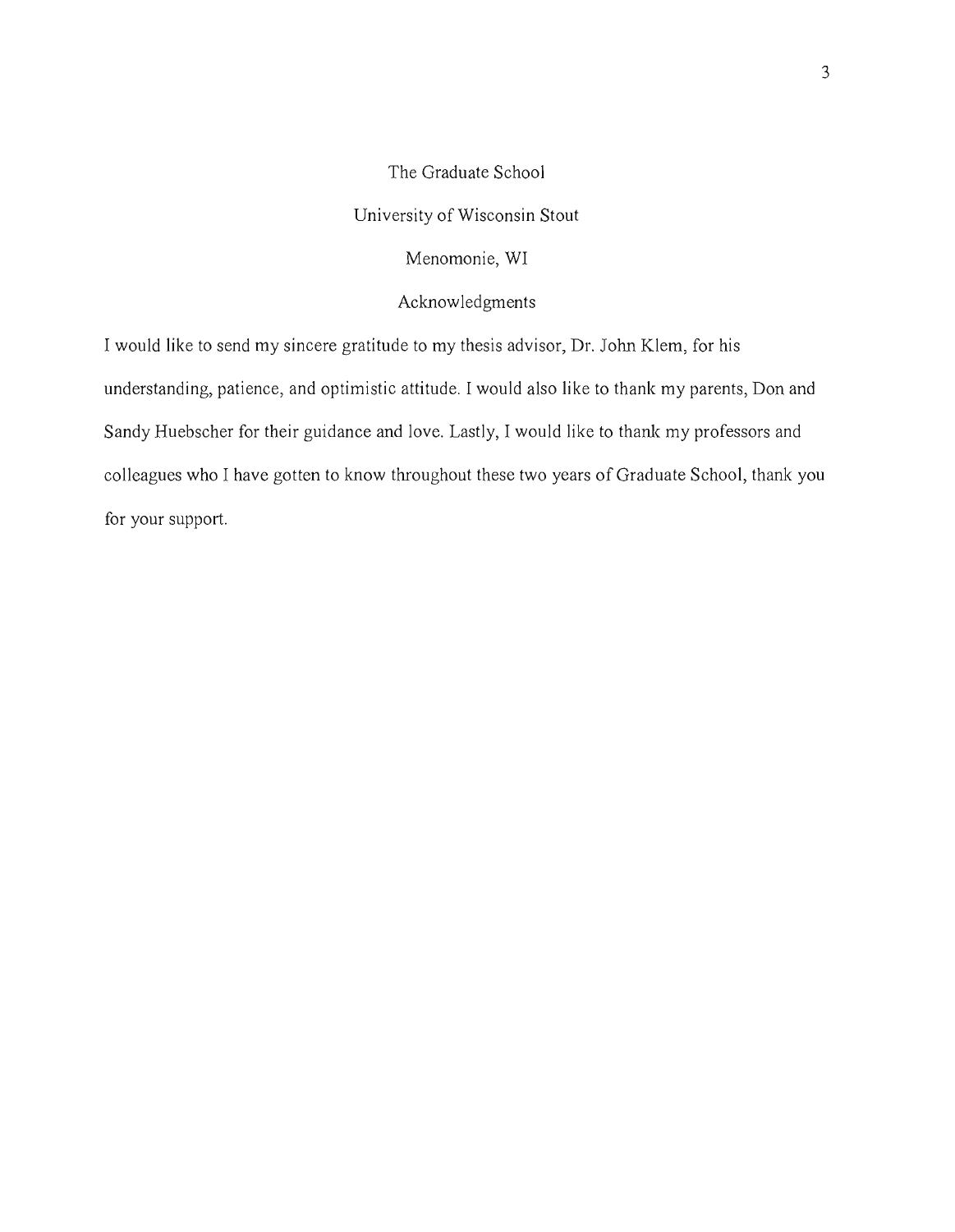The Graduate School

University of Wisconsin Stout

Menomonie, WI

## Acknowledgments

I would like to send my sincere gratitude to my thesis advisor, Dr. John Klem, for his understanding, patience, and optimistic attitude. I would also like to thank my parents, Don and Sandy Huebscher for their guidance and love. Lastly, I would like to thank my professors and colleagues who I have gotten to know throughout these two years of Graduate School, thank you for your support.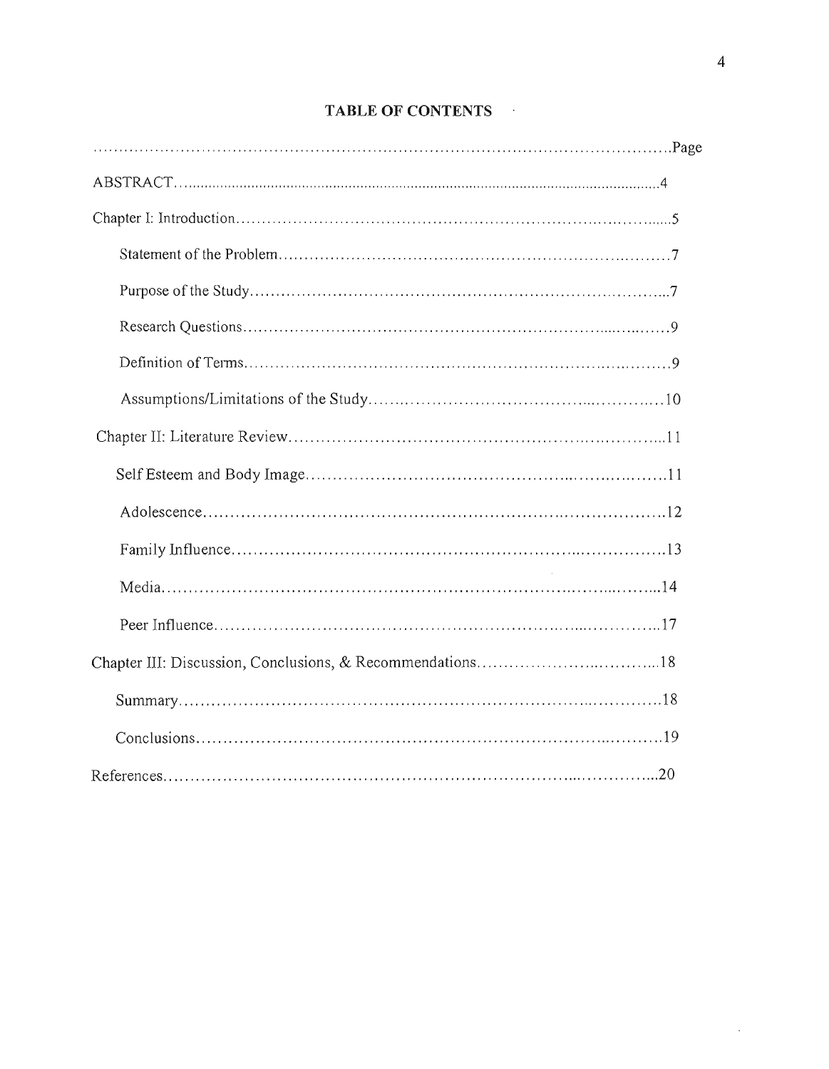**TABLE OF CONTENTS**

| | Page |
|---|---|
| ABSTRACT | 4 |
| Chapter I: Introduction | 5 |
| Statement of the Problem | 7 |
| Purpose of the Study | 7 |
| Research Questions | 9 |
| Definition of Terms | 9 |
| Assumptions/Limitations of the Study | 10 |
| Chapter II: Literature Review | 11 |
| Self Esteem and Body Image | 11 |
| Adolescence | 12 |
| Family Influence | 13 |
| Media | 14 |
| Peer Influence | 17 |
| Chapter III: Discussion, Conclusions, & Recommendations | 18 |
| Summary | 18 |
| Conclusions | 19 |
| References | 20 |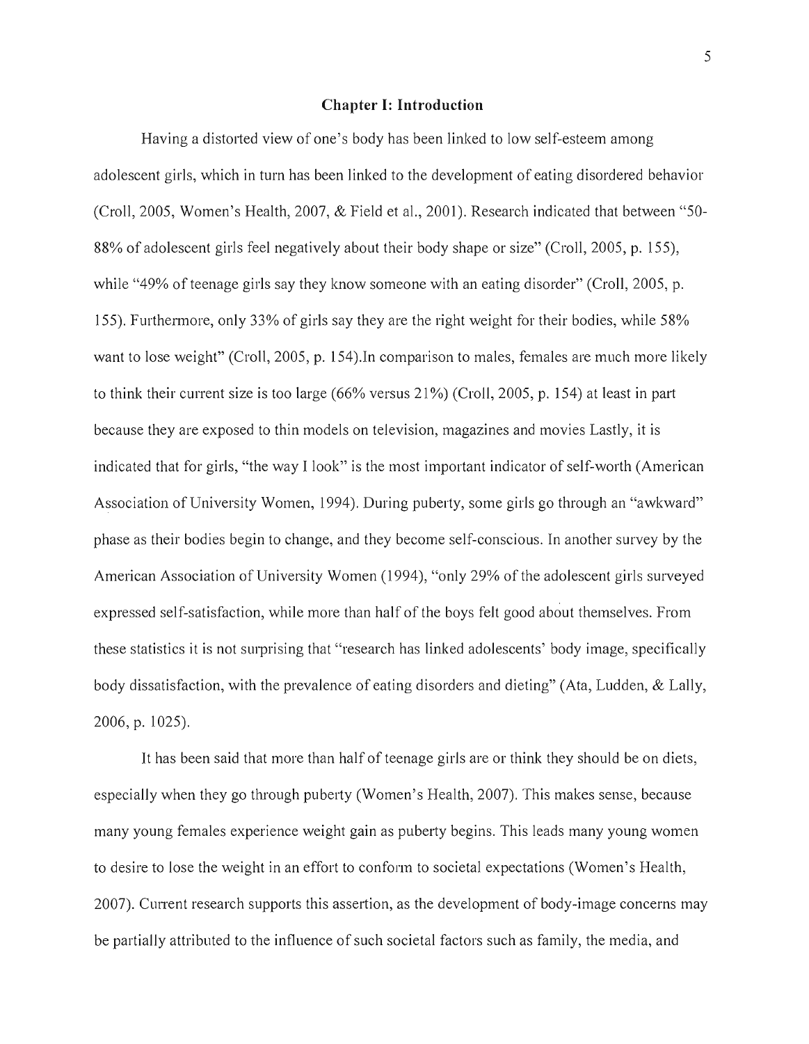# Chapter I: Introduction

Having a distorted view of one's body has been linked to low self-esteem among adolescent girls, which in turn has been linked to the development of eating disordered behavior (Croll, 2005, Women's Health, 2007, & Field et al., 2001). Research indicated that between "50-88% of adolescent girls feel negatively about their body shape or size" (Croll, 2005, p. 155), while "49% of teenage girls say they know someone with an eating disorder" (Croll, 2005, p. 155). Furthermore, only 33% of girls say they are the right weight for their bodies, while 58% want to lose weight" (Croll, 2005, p. 154).In comparison to males, females are much more likely to think their current size is too large (66% versus 21%) (Croll, 2005, p. 154) at least in part because they are exposed to thin models on television, magazines and movies Lastly, it is indicated that for girls, "the way I look" is the most important indicator of self-worth (American Association of University Women, 1994). During puberty, some girls go through an "awkward" phase as their bodies begin to change, and they become self-conscious. In another survey by the American Association of University Women (1994), "only 29% of the adolescent girls surveyed expressed self-satisfaction, while more than half of the boys felt good about themselves. From these statistics it is not surprising that "research has linked adolescents' body image, specifically body dissatisfaction, with the prevalence of eating disorders and dieting" (Ata, Ludden, & Lally, 2006, p. 1025).

It has been said that more than half of teenage girls are or think they should be on diets, especially when they go through puberty (Women's Health, 2007). This makes sense, because many young females experience weight gain as puberty begins. This leads many young women to desire to lose the weight in an effort to conform to societal expectations (Women's Health, 2007). Current research supports this assertion, as the development of body-image concerns may be partially attributed to the influence of such societal factors such as family, the media, and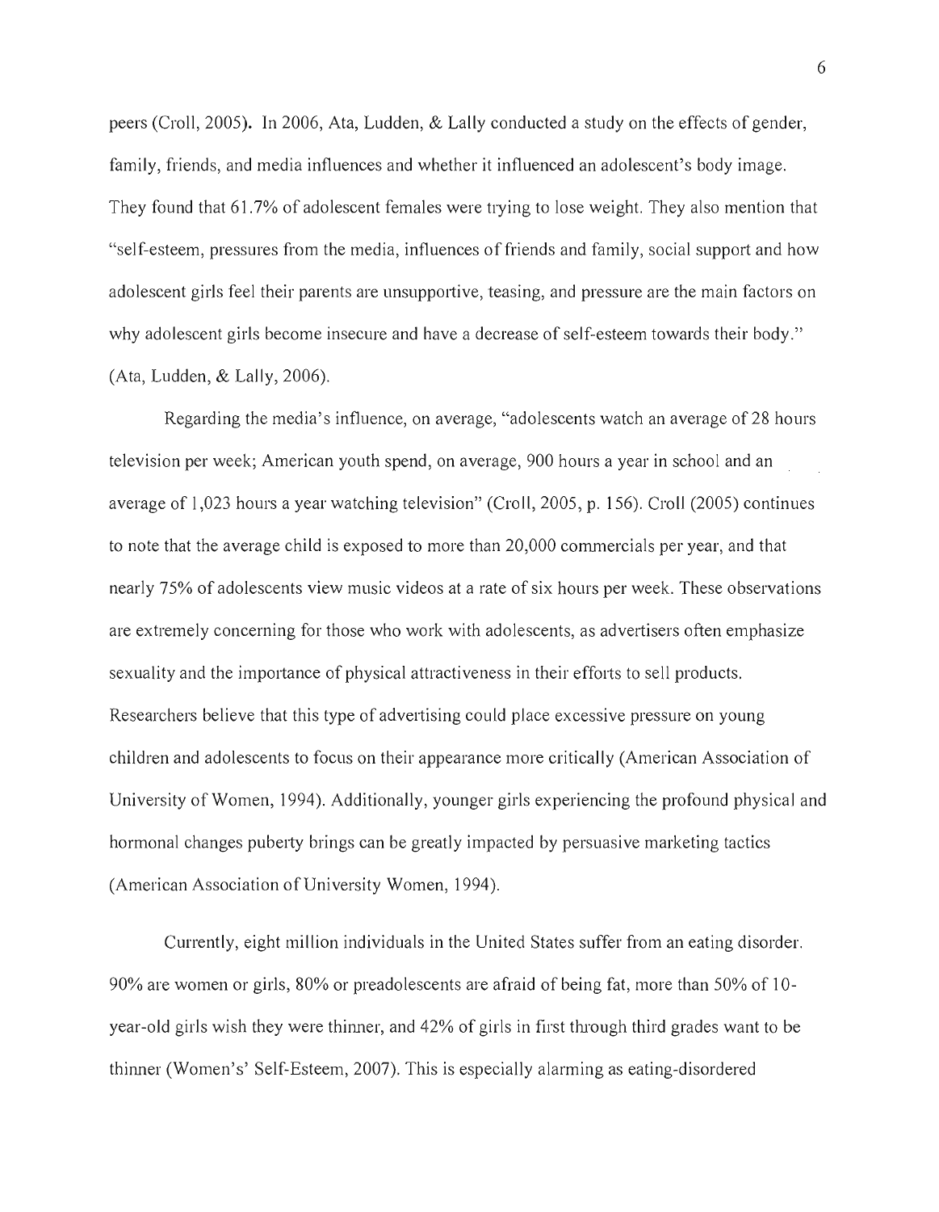peers (Croll, 2005). In 2006, Ata, Ludden, & Lally conducted a study on the effects of gender, family, friends, and media influences and whether it influenced an adolescent's body image. They found that 61.7% of adolescent females were trying to lose weight. They also mention that "self-esteem, pressures from the media, influences of friends and family, social support and how adolescent girls feel their parents are unsupportive, teasing, and pressure are the main factors on why adolescent girls become insecure and have a decrease of self-esteem towards their body." (Ata, Ludden, & Lally, 2006).

Regarding the media's influence, on average, "adolescents watch an average of 28 hours television per week; American youth spend, on average, 900 hours a year in school and an average of 1,023 hours a year watching television" (Croll, 2005, p. 156). Croll (2005) continues to note that the average child is exposed to more than 20,000 commercials per year, and that nearly 75% of adolescents view music videos at a rate of six hours per week. These observations are extremely concerning for those who work with adolescents, as advertisers often emphasize sexuality and the importance of physical attractiveness in their efforts to sell products. Researchers believe that this type of advertising could place excessive pressure on young children and adolescents to focus on their appearance more critically (American Association of University of Women, 1994). Additionally, younger girls experiencing the profound physical and hormonal changes puberty brings can be greatly impacted by persuasive marketing tactics (American Association of University Women, 1994).

Currently, eight million individuals in the United States suffer from an eating disorder. 90% are women or girls, 80% or preadolescents are afraid of being fat, more than 50% of 10-year-old girls wish they were thinner, and 42% of girls in first through third grades want to be thinner (Women's' Self-Esteem, 2007). This is especially alarming as eating-disordered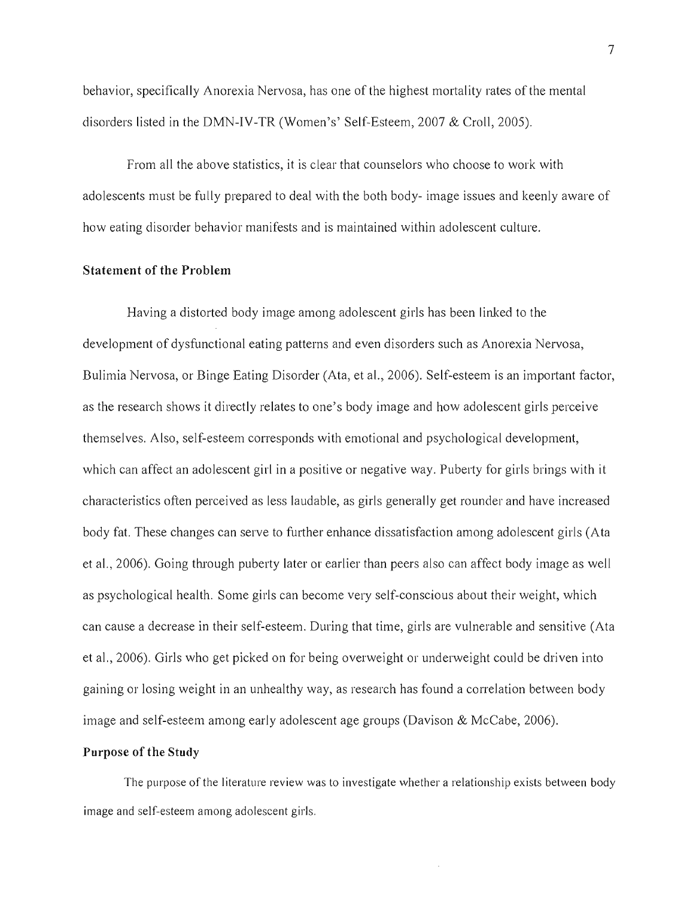behavior, specifically Anorexia Nervosa, has one of the highest mortality rates of the mental disorders listed in the DMN-IV-TR (Women's' Self-Esteem, 2007 & Croll, 2005).

From all the above statistics, it is clear that counselors who choose to work with adolescents must be fully prepared to deal with the both body- image issues and keenly aware of how eating disorder behavior manifests and is maintained within adolescent culture.

## Statement of the Problem

Having a distorted body image among adolescent girls has been linked to the development of dysfunctional eating patterns and even disorders such as Anorexia Nervosa, Bulimia Nervosa, or Binge Eating Disorder (Ata, et al., 2006). Self-esteem is an important factor, as the research shows it directly relates to one's body image and how adolescent girls perceive themselves. Also, self-esteem corresponds with emotional and psychological development, which can affect an adolescent girl in a positive or negative way. Puberty for girls brings with it characteristics often perceived as less laudable, as girls generally get rounder and have increased body fat. These changes can serve to further enhance dissatisfaction among adolescent girls (Ata et al., 2006). Going through puberty later or earlier than peers also can affect body image as well as psychological health. Some girls can become very self-conscious about their weight, which can cause a decrease in their self-esteem. During that time, girls are vulnerable and sensitive (Ata et al., 2006). Girls who get picked on for being overweight or underweight could be driven into gaining or losing weight in an unhealthy way, as research has found a correlation between body image and self-esteem among early adolescent age groups (Davison & McCabe, 2006).

## Purpose of the Study

The purpose of the literature review was to investigate whether a relationship exists between body image and self-esteem among adolescent girls.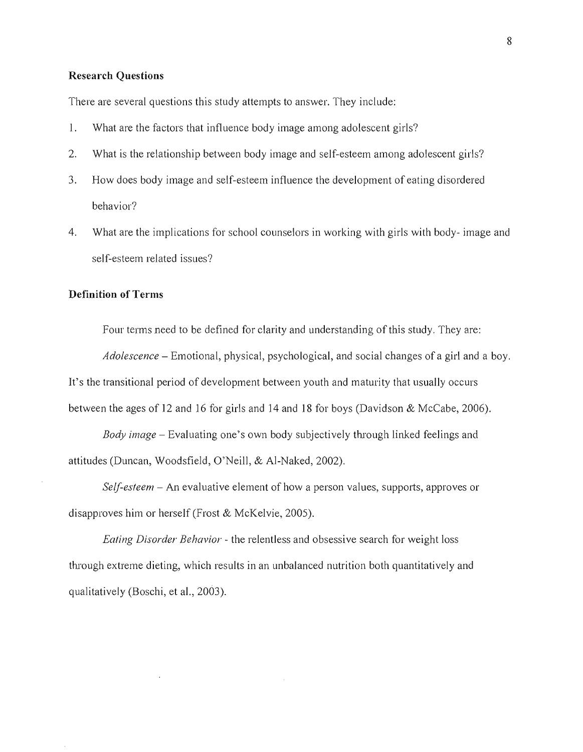### Research Questions

There are several questions this study attempts to answer. They include:

1. What are the factors that influence body image among adolescent girls?
2. What is the relationship between body image and self-esteem among adolescent girls?
3. How does body image and self-esteem influence the development of eating disordered behavior?
4. What are the implications for school counselors in working with girls with body- image and self-esteem related issues?

### Definition of Terms

Four terms need to be defined for clarity and understanding of this study. They are:

*Adolescence* – Emotional, physical, psychological, and social changes of a girl and a boy. It's the transitional period of development between youth and maturity that usually occurs between the ages of 12 and 16 for girls and 14 and 18 for boys (Davidson & McCabe, 2006).

*Body image* – Evaluating one's own body subjectively through linked feelings and attitudes (Duncan, Woodsfield, O'Neill, & Al-Naked, 2002).

*Self-esteem* – An evaluative element of how a person values, supports, approves or disapproves him or herself (Frost & McKelvie, 2005).

*Eating Disorder Behavior* - the relentless and obsessive search for weight loss through extreme dieting, which results in an unbalanced nutrition both quantitatively and qualitatively (Boschi, et al., 2003).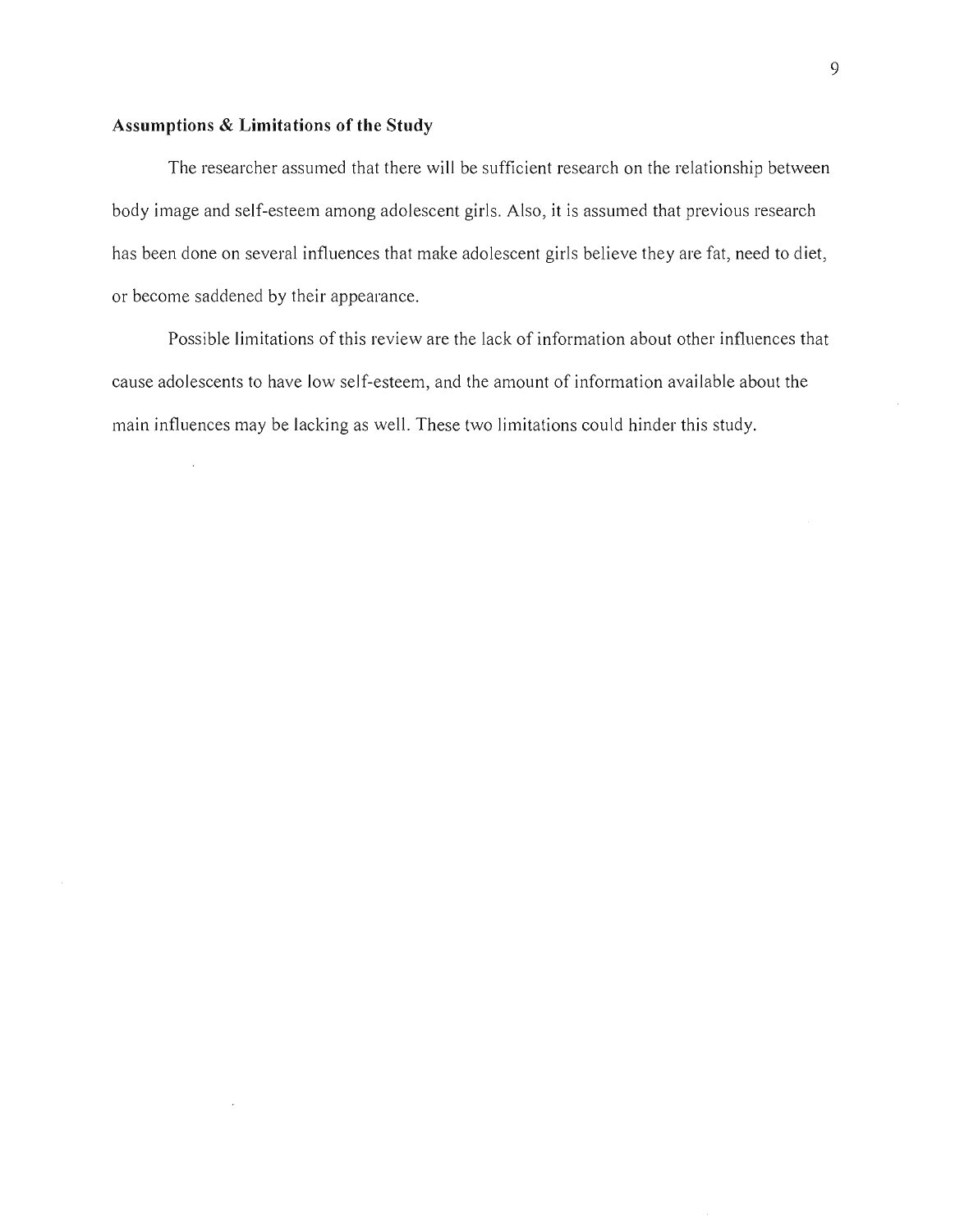## Assumptions & Limitations of the Study

The researcher assumed that there will be sufficient research on the relationship between body image and self-esteem among adolescent girls. Also, it is assumed that previous research has been done on several influences that make adolescent girls believe they are fat, need to diet, or become saddened by their appearance.

Possible limitations of this review are the lack of information about other influences that cause adolescents to have low self-esteem, and the amount of information available about the main influences may be lacking as well. These two limitations could hinder this study.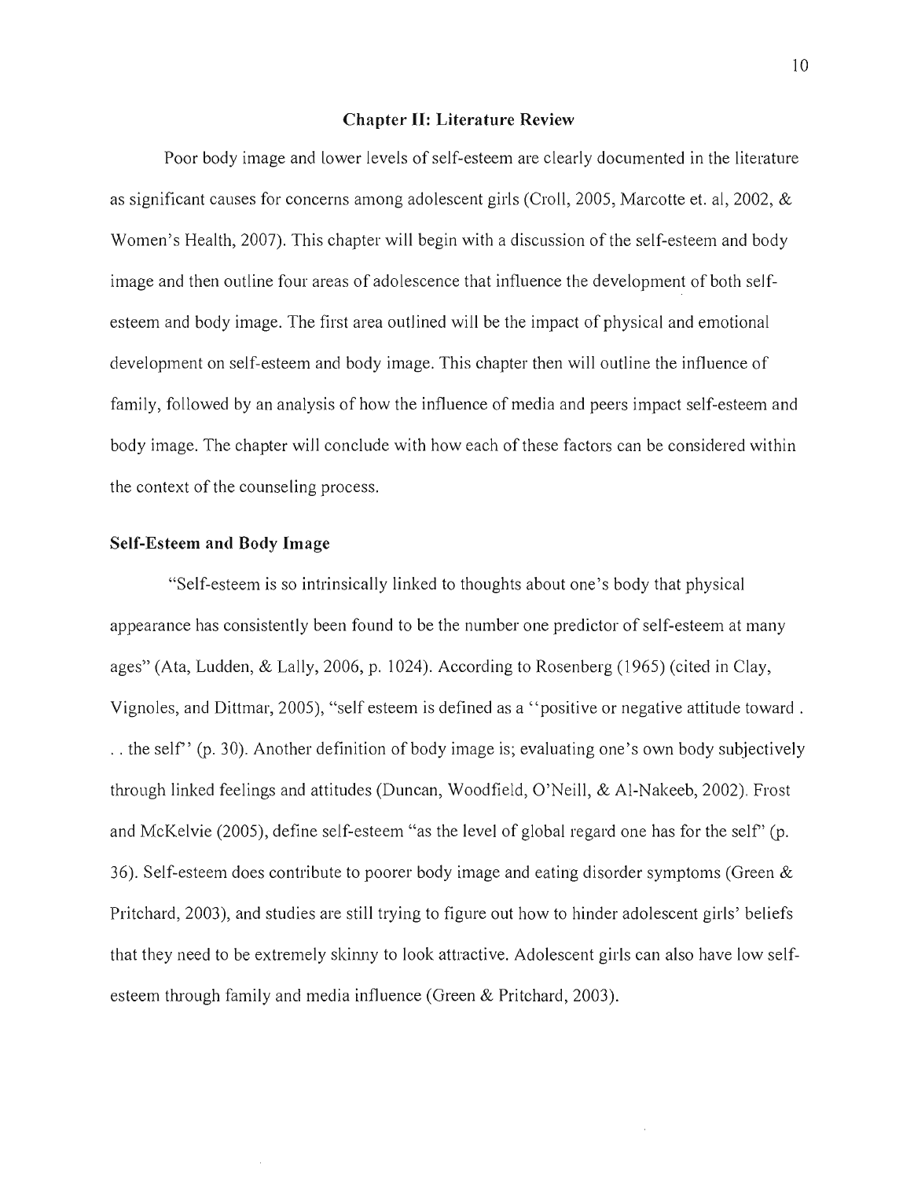## Chapter II: Literature Review

Poor body image and lower levels of self-esteem are clearly documented in the literature as significant causes for concerns among adolescent girls (Croll, 2005, Marcotte et. al, 2002, & Women's Health, 2007). This chapter will begin with a discussion of the self-esteem and body image and then outline four areas of adolescence that influence the development of both self-esteem and body image. The first area outlined will be the impact of physical and emotional development on self-esteem and body image. This chapter then will outline the influence of family, followed by an analysis of how the influence of media and peers impact self-esteem and body image. The chapter will conclude with how each of these factors can be considered within the context of the counseling process.

### Self-Esteem and Body Image

"Self-esteem is so intrinsically linked to thoughts about one's body that physical appearance has consistently been found to be the number one predictor of self-esteem at many ages" (Ata, Ludden, & Lally, 2006, p. 1024). According to Rosenberg (1965) (cited in Clay, Vignoles, and Dittmar, 2005), "self esteem is defined as a ''positive or negative attitude toward . . . the self'' (p. 30). Another definition of body image is; evaluating one's own body subjectively through linked feelings and attitudes (Duncan, Woodfield, O'Neill, & Al-Nakeeb, 2002). Frost and McKelvie (2005), define self-esteem "as the level of global regard one has for the self" (p. 36). Self-esteem does contribute to poorer body image and eating disorder symptoms (Green & Pritchard, 2003), and studies are still trying to figure out how to hinder adolescent girls' beliefs that they need to be extremely skinny to look attractive. Adolescent girls can also have low self-esteem through family and media influence (Green & Pritchard, 2003).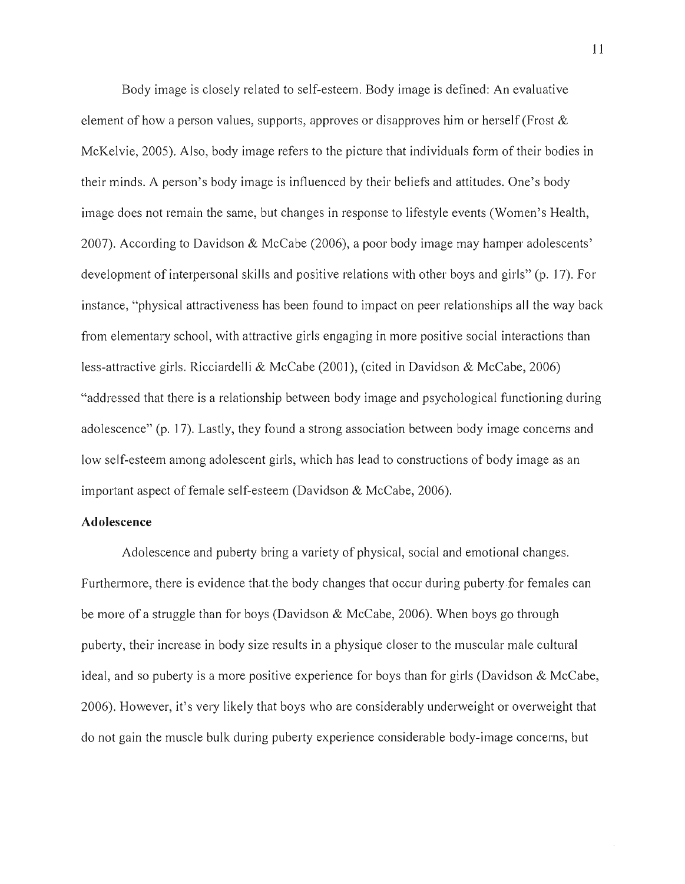Body image is closely related to self-esteem. Body image is defined: An evaluative element of how a person values, supports, approves or disapproves him or herself (Frost & McKelvie, 2005). Also, body image refers to the picture that individuals form of their bodies in their minds. A person's body image is influenced by their beliefs and attitudes. One's body image does not remain the same, but changes in response to lifestyle events (Women's Health, 2007). According to Davidson & McCabe (2006), a poor body image may hamper adolescents' development of interpersonal skills and positive relations with other boys and girls" (p. 17). For instance, "physical attractiveness has been found to impact on peer relationships all the way back from elementary school, with attractive girls engaging in more positive social interactions than less-attractive girls. Ricciardelli & McCabe (2001), (cited in Davidson & McCabe, 2006) "addressed that there is a relationship between body image and psychological functioning during adolescence" (p. 17). Lastly, they found a strong association between body image concerns and low self-esteem among adolescent girls, which has lead to constructions of body image as an important aspect of female self-esteem (Davidson & McCabe, 2006).

**Adolescence**

Adolescence and puberty bring a variety of physical, social and emotional changes. Furthermore, there is evidence that the body changes that occur during puberty for females can be more of a struggle than for boys (Davidson & McCabe, 2006). When boys go through puberty, their increase in body size results in a physique closer to the muscular male cultural ideal, and so puberty is a more positive experience for boys than for girls (Davidson & McCabe, 2006). However, it's very likely that boys who are considerably underweight or overweight that do not gain the muscle bulk during puberty experience considerable body-image concerns, but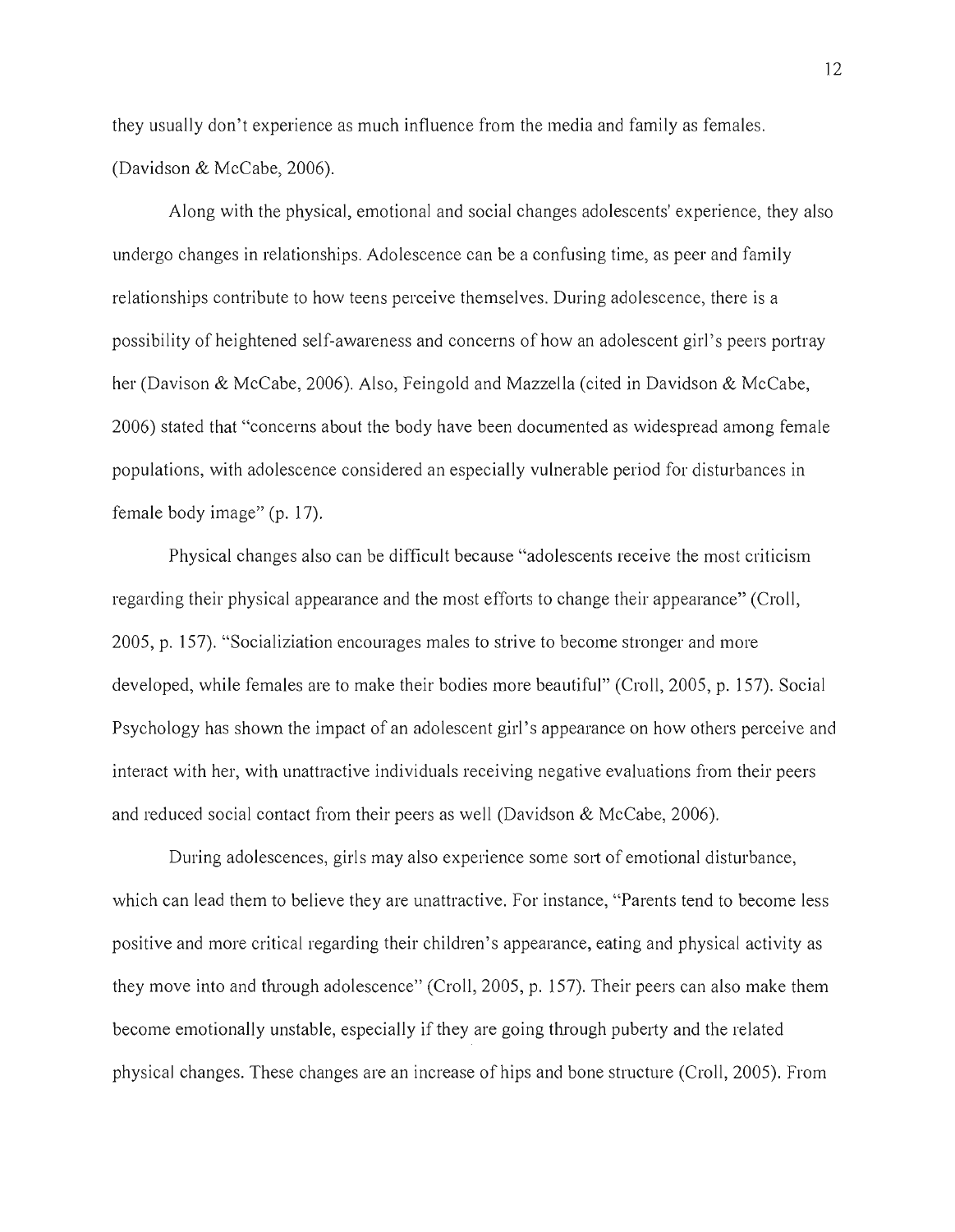they usually don't experience as much influence from the media and family as females. (Davidson & McCabe, 2006).

Along with the physical, emotional and social changes adolescents' experience, they also undergo changes in relationships. Adolescence can be a confusing time, as peer and family relationships contribute to how teens perceive themselves. During adolescence, there is a possibility of heightened self-awareness and concerns of how an adolescent girl's peers portray her (Davison & McCabe, 2006). Also, Feingold and Mazzella (cited in Davidson & McCabe, 2006) stated that "concerns about the body have been documented as widespread among female populations, with adolescence considered an especially vulnerable period for disturbances in female body image" (p. 17).

Physical changes also can be difficult because "adolescents receive the most criticism regarding their physical appearance and the most efforts to change their appearance" (Croll, 2005, p. 157). "Socializiation encourages males to strive to become stronger and more developed, while females are to make their bodies more beautiful" (Croll, 2005, p. 157). Social Psychology has shown the impact of an adolescent girl's appearance on how others perceive and interact with her, with unattractive individuals receiving negative evaluations from their peers and reduced social contact from their peers as well (Davidson & McCabe, 2006).

During adolescences, girls may also experience some sort of emotional disturbance, which can lead them to believe they are unattractive. For instance, "Parents tend to become less positive and more critical regarding their children's appearance, eating and physical activity as they move into and through adolescence" (Croll, 2005, p. 157). Their peers can also make them become emotionally unstable, especially if they are going through puberty and the related physical changes. These changes are an increase of hips and bone structure (Croll, 2005). From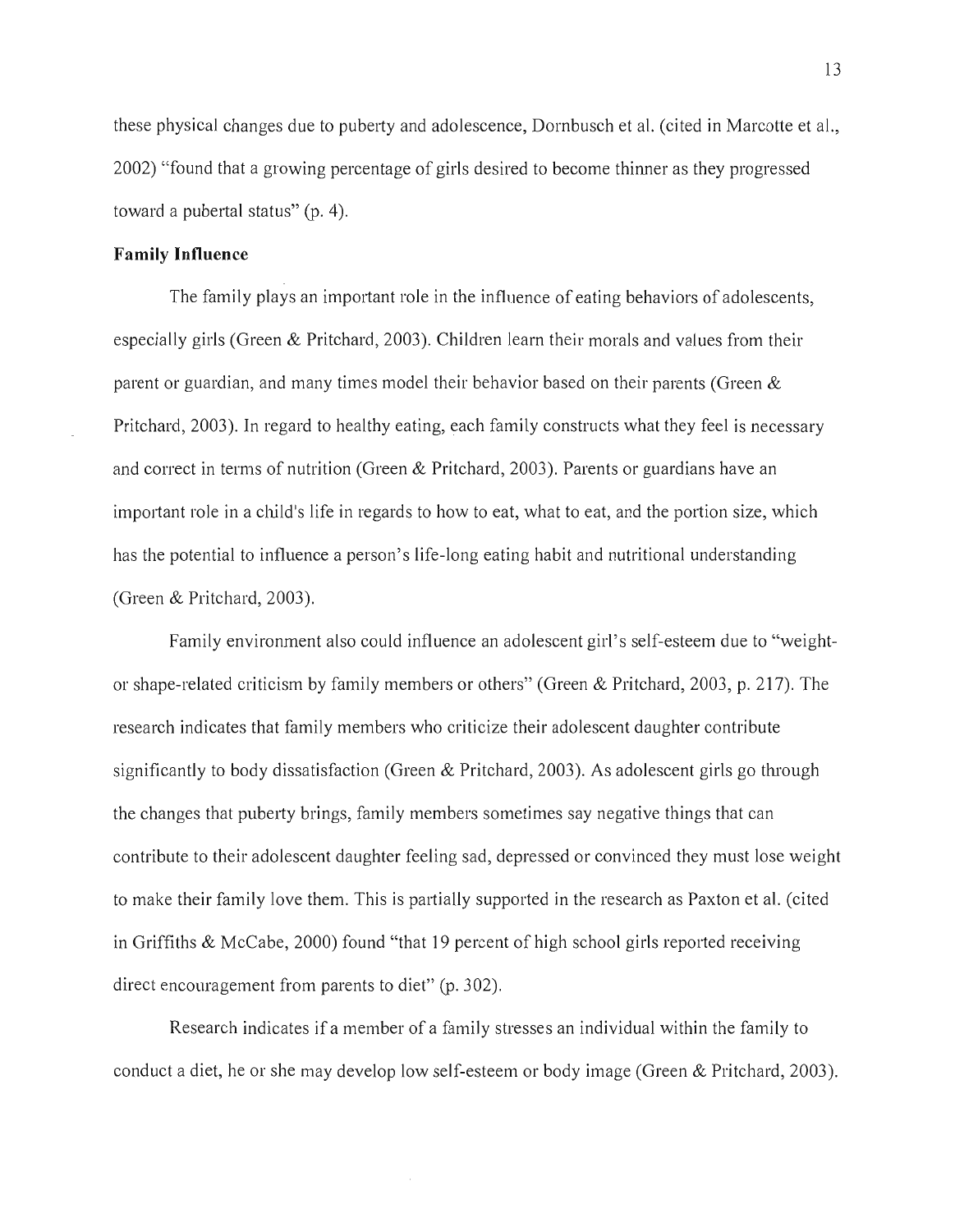these physical changes due to puberty and adolescence, Dornbusch et al. (cited in Marcotte et al., 2002) "found that a growing percentage of girls desired to become thinner as they progressed toward a pubertal status" (p. 4).

**Family Influence**

The family plays an important role in the influence of eating behaviors of adolescents, especially girls (Green & Pritchard, 2003). Children learn their morals and values from their parent or guardian, and many times model their behavior based on their parents (Green & Pritchard, 2003). In regard to healthy eating, each family constructs what they feel is necessary and correct in terms of nutrition (Green & Pritchard, 2003). Parents or guardians have an important role in a child's life in regards to how to eat, what to eat, and the portion size, which has the potential to influence a person's life-long eating habit and nutritional understanding (Green & Pritchard, 2003).

Family environment also could influence an adolescent girl's self-esteem due to "weight- or shape-related criticism by family members or others" (Green & Pritchard, 2003, p. 217). The research indicates that family members who criticize their adolescent daughter contribute significantly to body dissatisfaction (Green & Pritchard, 2003). As adolescent girls go through the changes that puberty brings, family members sometimes say negative things that can contribute to their adolescent daughter feeling sad, depressed or convinced they must lose weight to make their family love them. This is partially supported in the research as Paxton et al. (cited in Griffiths & McCabe, 2000) found "that 19 percent of high school girls reported receiving direct encouragement from parents to diet" (p. 302).

Research indicates if a member of a family stresses an individual within the family to conduct a diet, he or she may develop low self-esteem or body image (Green & Pritchard, 2003).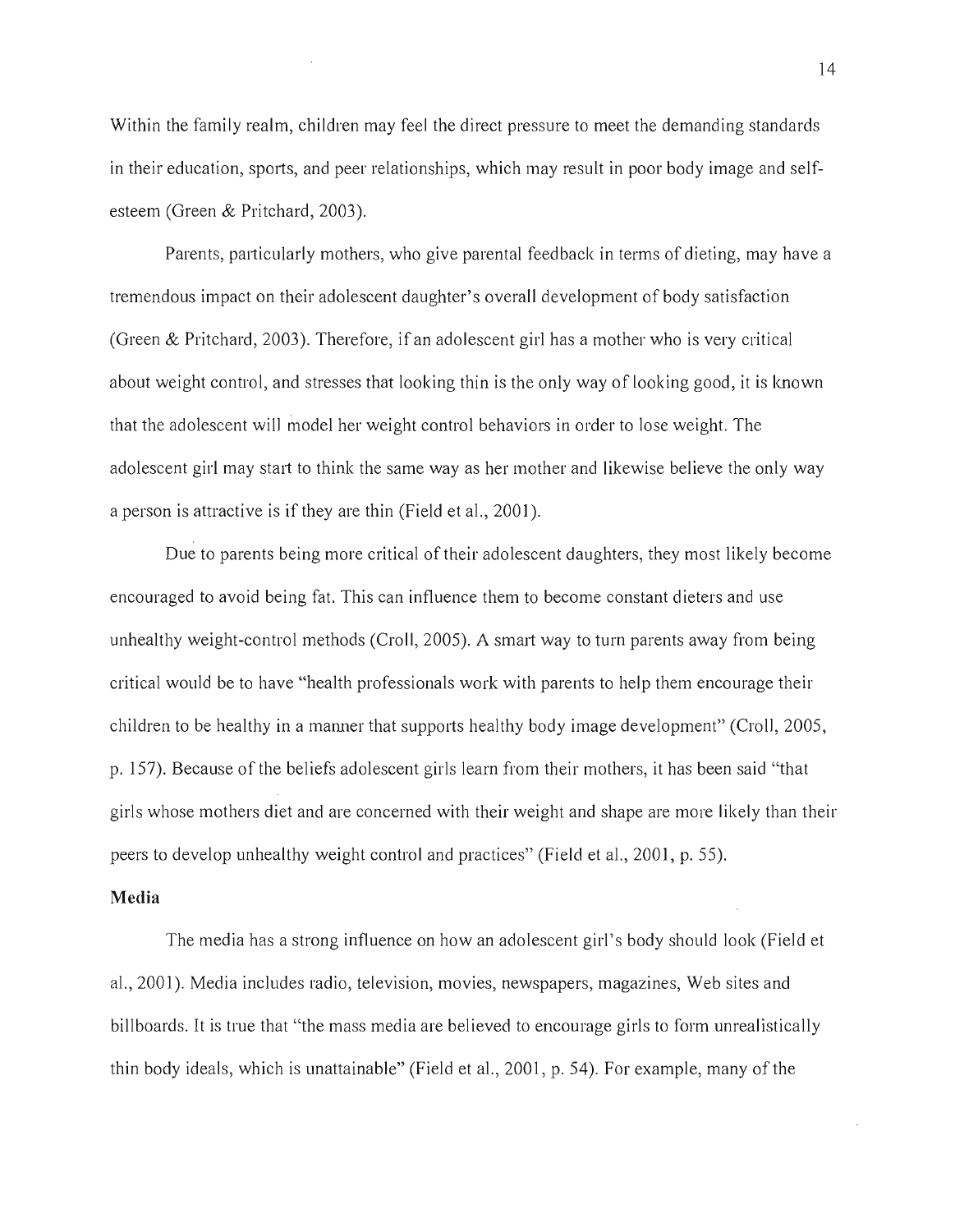Within the family realm, children may feel the direct pressure to meet the demanding standards in their education, sports, and peer relationships, which may result in poor body image and self-esteem (Green & Pritchard, 2003).

Parents, particularly mothers, who give parental feedback in terms of dieting, may have a tremendous impact on their adolescent daughter's overall development of body satisfaction (Green & Pritchard, 2003). Therefore, if an adolescent girl has a mother who is very critical about weight control, and stresses that looking thin is the only way of looking good, it is known that the adolescent will model her weight control behaviors in order to lose weight. The adolescent girl may start to think the same way as her mother and likewise believe the only way a person is attractive is if they are thin (Field et al., 2001).

Due to parents being more critical of their adolescent daughters, they most likely become encouraged to avoid being fat. This can influence them to become constant dieters and use unhealthy weight-control methods (Croll, 2005). A smart way to turn parents away from being critical would be to have "health professionals work with parents to help them encourage their children to be healthy in a manner that supports healthy body image development" (Croll, 2005, p. 157). Because of the beliefs adolescent girls learn from their mothers, it has been said "that girls whose mothers diet and are concerned with their weight and shape are more likely than their peers to develop unhealthy weight control and practices" (Field et al., 2001, p. 55).

**Media**

The media has a strong influence on how an adolescent girl's body should look (Field et al., 2001). Media includes radio, television, movies, newspapers, magazines, Web sites and billboards. It is true that "the mass media are believed to encourage girls to form unrealistically thin body ideals, which is unattainable" (Field et al., 2001, p. 54). For example, many of the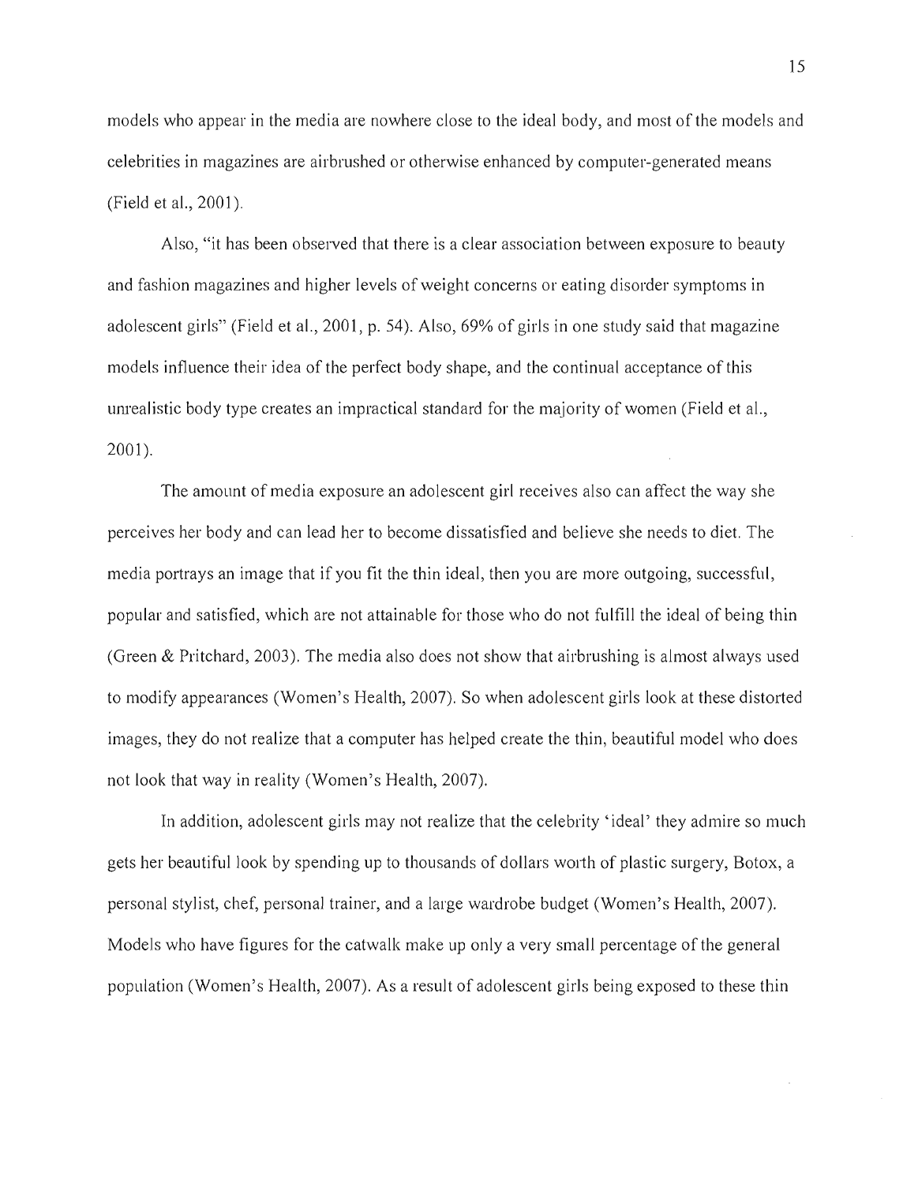models who appear in the media are nowhere close to the ideal body, and most of the models and celebrities in magazines are airbrushed or otherwise enhanced by computer-generated means (Field et al., 2001).

Also, "it has been observed that there is a clear association between exposure to beauty and fashion magazines and higher levels of weight concerns or eating disorder symptoms in adolescent girls" (Field et al., 2001, p. 54). Also, 69% of girls in one study said that magazine models influence their idea of the perfect body shape, and the continual acceptance of this unrealistic body type creates an impractical standard for the majority of women (Field et al., 2001).

The amount of media exposure an adolescent girl receives also can affect the way she perceives her body and can lead her to become dissatisfied and believe she needs to diet. The media portrays an image that if you fit the thin ideal, then you are more outgoing, successful, popular and satisfied, which are not attainable for those who do not fulfill the ideal of being thin (Green & Pritchard, 2003). The media also does not show that airbrushing is almost always used to modify appearances (Women's Health, 2007). So when adolescent girls look at these distorted images, they do not realize that a computer has helped create the thin, beautiful model who does not look that way in reality (Women's Health, 2007).

In addition, adolescent girls may not realize that the celebrity 'ideal' they admire so much gets her beautiful look by spending up to thousands of dollars worth of plastic surgery, Botox, a personal stylist, chef, personal trainer, and a large wardrobe budget (Women's Health, 2007). Models who have figures for the catwalk make up only a very small percentage of the general population (Women's Health, 2007). As a result of adolescent girls being exposed to these thin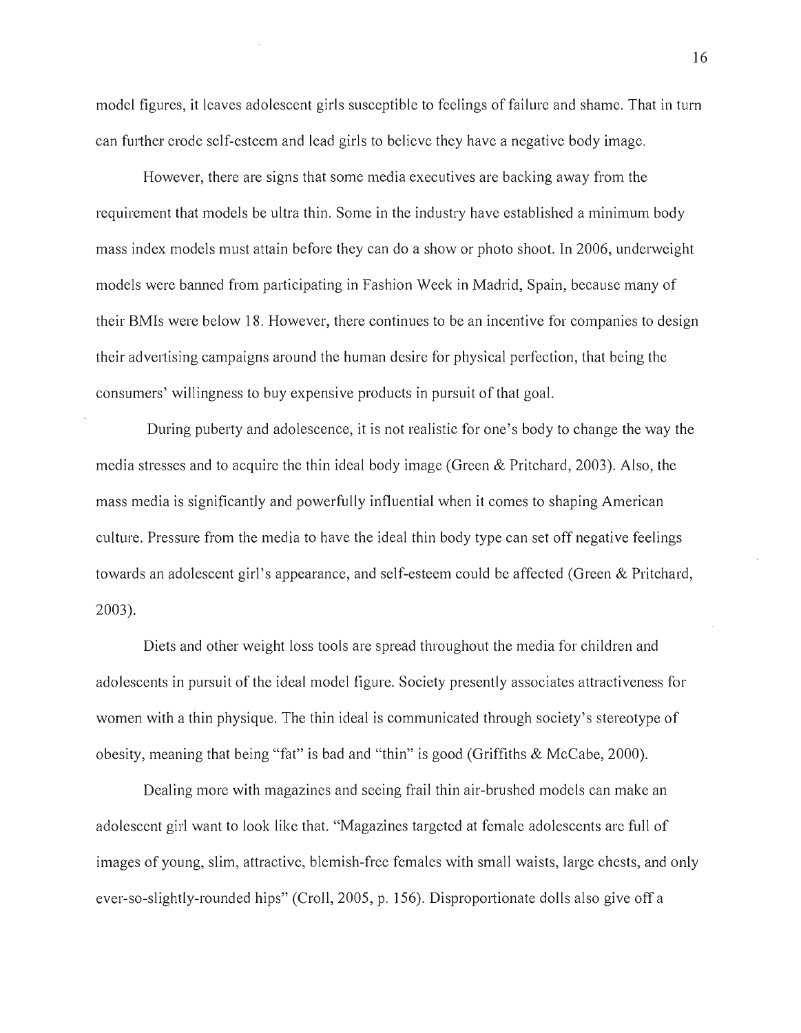model figures, it leaves adolescent girls susceptible to feelings of failure and shame. That in turn can further erode self-esteem and lead girls to believe they have a negative body image.

However, there are signs that some media executives are backing away from the requirement that models be ultra thin. Some in the industry have established a minimum body mass index models must attain before they can do a show or photo shoot. In 2006, underweight models were banned from participating in Fashion Week in Madrid, Spain, because many of their BMIs were below 18. However, there continues to be an incentive for companies to design their advertising campaigns around the human desire for physical perfection, that being the consumers' willingness to buy expensive products in pursuit of that goal.

During puberty and adolescence, it is not realistic for one's body to change the way the media stresses and to acquire the thin ideal body image (Green & Pritchard, 2003). Also, the mass media is significantly and powerfully influential when it comes to shaping American culture. Pressure from the media to have the ideal thin body type can set off negative feelings towards an adolescent girl's appearance, and self-esteem could be affected (Green & Pritchard, 2003).

Diets and other weight loss tools are spread throughout the media for children and adolescents in pursuit of the ideal model figure. Society presently associates attractiveness for women with a thin physique. The thin ideal is communicated through society's stereotype of obesity, meaning that being "fat" is bad and "thin" is good (Griffiths & McCabe, 2000).

Dealing more with magazines and seeing frail thin air-brushed models can make an adolescent girl want to look like that. "Magazines targeted at female adolescents are full of images of young, slim, attractive, blemish-free females with small waists, large chests, and only ever-so-slightly-rounded hips" (Croll, 2005, p. 156). Disproportionate dolls also give off a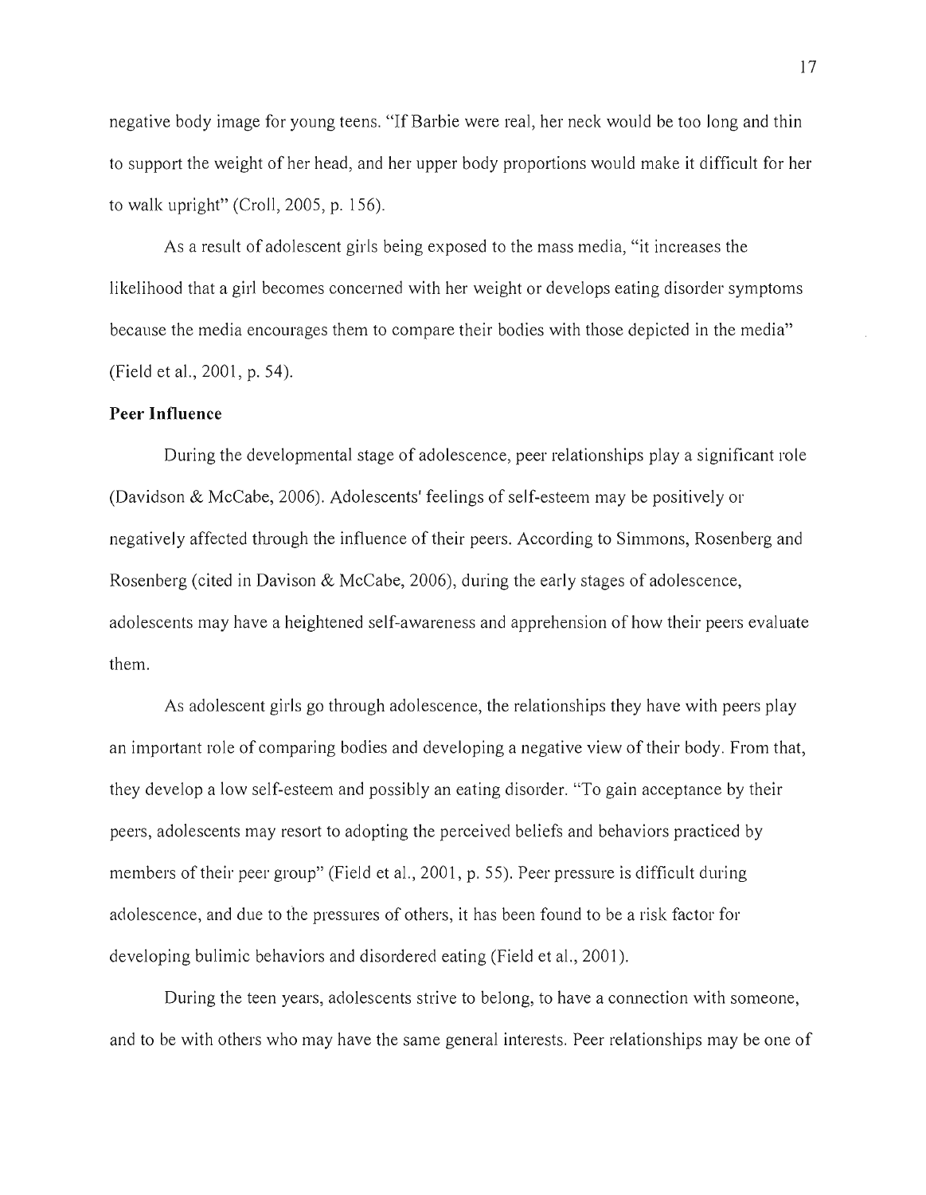negative body image for young teens. "If Barbie were real, her neck would be too long and thin to support the weight of her head, and her upper body proportions would make it difficult for her to walk upright" (Croll, 2005, p. 156).

As a result of adolescent girls being exposed to the mass media, "it increases the likelihood that a girl becomes concerned with her weight or develops eating disorder symptoms because the media encourages them to compare their bodies with those depicted in the media" (Field et al., 2001, p. 54).

**Peer Influence**

During the developmental stage of adolescence, peer relationships play a significant role (Davidson & McCabe, 2006). Adolescents' feelings of self-esteem may be positively or negatively affected through the influence of their peers. According to Simmons, Rosenberg and Rosenberg (cited in Davison & McCabe, 2006), during the early stages of adolescence, adolescents may have a heightened self-awareness and apprehension of how their peers evaluate them.

As adolescent girls go through adolescence, the relationships they have with peers play an important role of comparing bodies and developing a negative view of their body. From that, they develop a low self-esteem and possibly an eating disorder. "To gain acceptance by their peers, adolescents may resort to adopting the perceived beliefs and behaviors practiced by members of their peer group" (Field et al., 2001, p. 55). Peer pressure is difficult during adolescence, and due to the pressures of others, it has been found to be a risk factor for developing bulimic behaviors and disordered eating (Field et al., 2001).

During the teen years, adolescents strive to belong, to have a connection with someone, and to be with others who may have the same general interests. Peer relationships may be one of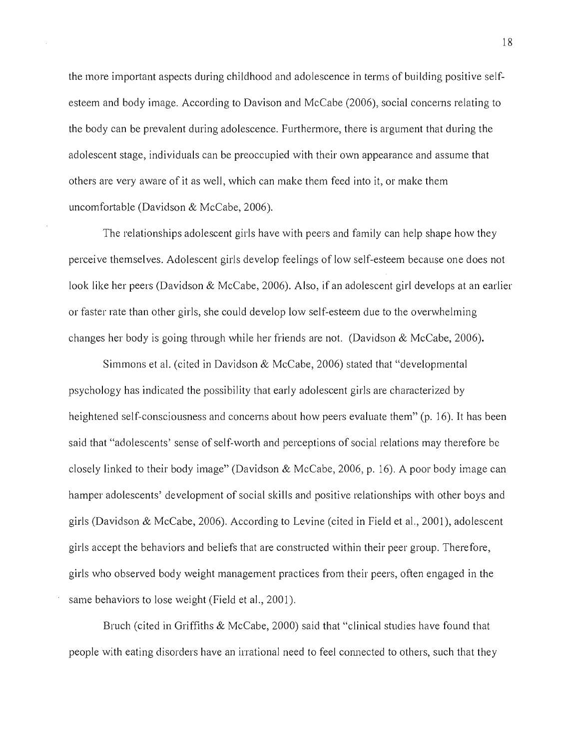the more important aspects during childhood and adolescence in terms of building positive self-esteem and body image. According to Davison and McCabe (2006), social concerns relating to the body can be prevalent during adolescence. Furthermore, there is argument that during the adolescent stage, individuals can be preoccupied with their own appearance and assume that others are very aware of it as well, which can make them feed into it, or make them uncomfortable (Davidson & McCabe, 2006).

The relationships adolescent girls have with peers and family can help shape how they perceive themselves. Adolescent girls develop feelings of low self-esteem because one does not look like her peers (Davidson & McCabe, 2006). Also, if an adolescent girl develops at an earlier or faster rate than other girls, she could develop low self-esteem due to the overwhelming changes her body is going through while her friends are not. (Davidson & McCabe, 2006).

Simmons et al. (cited in Davidson & McCabe, 2006) stated that "developmental psychology has indicated the possibility that early adolescent girls are characterized by heightened self-consciousness and concerns about how peers evaluate them" (p. 16). It has been said that "adolescents' sense of self-worth and perceptions of social relations may therefore be closely linked to their body image" (Davidson & McCabe, 2006, p. 16). A poor body image can hamper adolescents' development of social skills and positive relationships with other boys and girls (Davidson & McCabe, 2006). According to Levine (cited in Field et al., 2001), adolescent girls accept the behaviors and beliefs that are constructed within their peer group. Therefore, girls who observed body weight management practices from their peers, often engaged in the same behaviors to lose weight (Field et al., 2001).

Bruch (cited in Griffiths & McCabe, 2000) said that "clinical studies have found that people with eating disorders have an irrational need to feel connected to others, such that they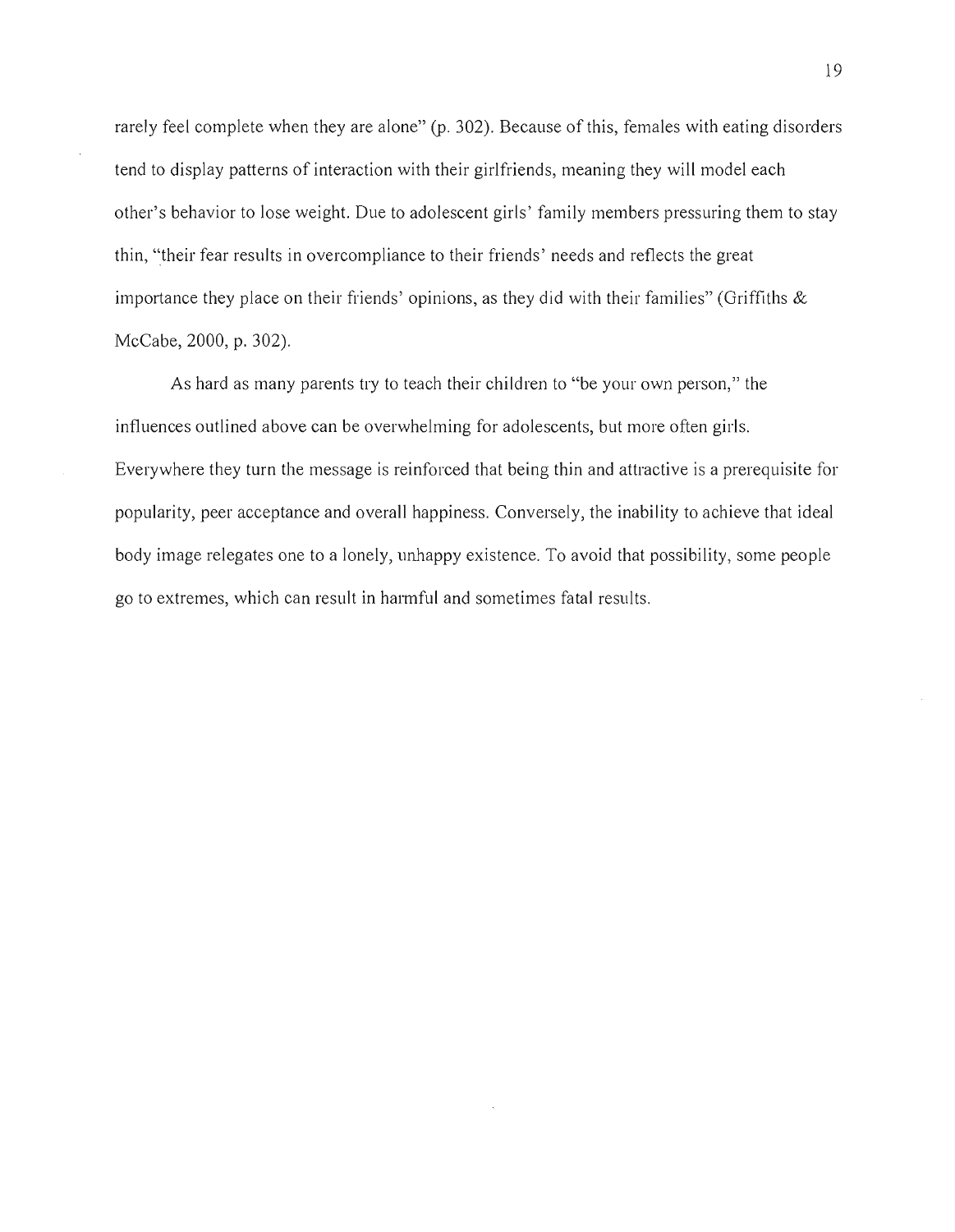rarely feel complete when they are alone" (p. 302). Because of this, females with eating disorders tend to display patterns of interaction with their girlfriends, meaning they will model each other's behavior to lose weight. Due to adolescent girls' family members pressuring them to stay thin, "their fear results in overcompliance to their friends' needs and reflects the great importance they place on their friends' opinions, as they did with their families" (Griffiths & McCabe, 2000, p. 302).

As hard as many parents try to teach their children to "be your own person," the influences outlined above can be overwhelming for adolescents, but more often girls. Everywhere they turn the message is reinforced that being thin and attractive is a prerequisite for popularity, peer acceptance and overall happiness. Conversely, the inability to achieve that ideal body image relegates one to a lonely, unhappy existence. To avoid that possibility, some people go to extremes, which can result in harmful and sometimes fatal results.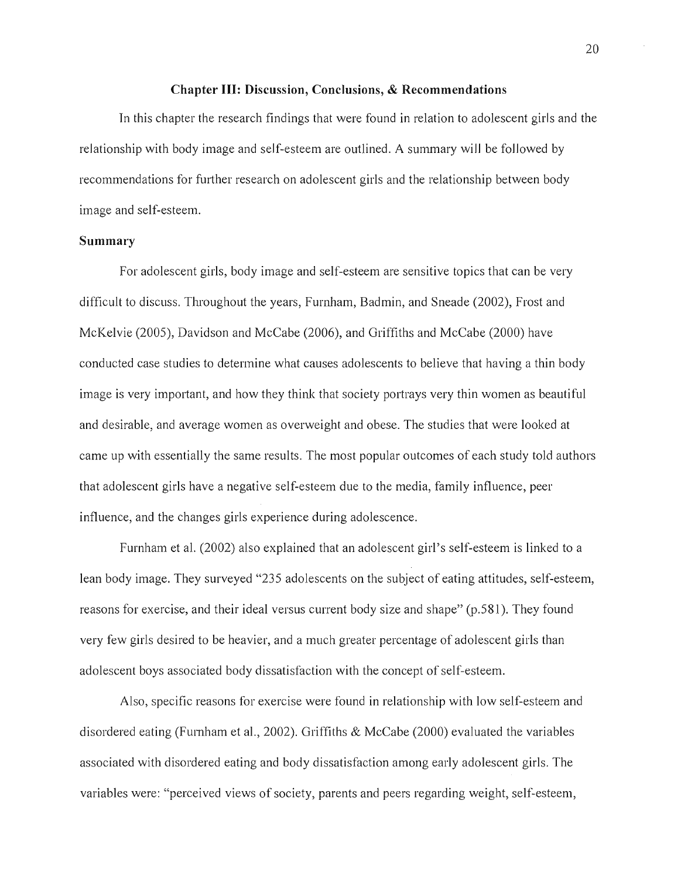# Chapter III: Discussion, Conclusions, & Recommendations

In this chapter the research findings that were found in relation to adolescent girls and the relationship with body image and self-esteem are outlined. A summary will be followed by recommendations for further research on adolescent girls and the relationship between body image and self-esteem.

## Summary

For adolescent girls, body image and self-esteem are sensitive topics that can be very difficult to discuss. Throughout the years, Furnham, Badmin, and Sneade (2002), Frost and McKelvie (2005), Davidson and McCabe (2006), and Griffiths and McCabe (2000) have conducted case studies to determine what causes adolescents to believe that having a thin body image is very important, and how they think that society portrays very thin women as beautiful and desirable, and average women as overweight and obese. The studies that were looked at came up with essentially the same results. The most popular outcomes of each study told authors that adolescent girls have a negative self-esteem due to the media, family influence, peer influence, and the changes girls experience during adolescence.

Furnham et al. (2002) also explained that an adolescent girl's self-esteem is linked to a lean body image. They surveyed "235 adolescents on the subject of eating attitudes, self-esteem, reasons for exercise, and their ideal versus current body size and shape" (p.581). They found very few girls desired to be heavier, and a much greater percentage of adolescent girls than adolescent boys associated body dissatisfaction with the concept of self-esteem.

Also, specific reasons for exercise were found in relationship with low self-esteem and disordered eating (Furnham et al., 2002). Griffiths & McCabe (2000) evaluated the variables associated with disordered eating and body dissatisfaction among early adolescent girls. The variables were: "perceived views of society, parents and peers regarding weight, self-esteem,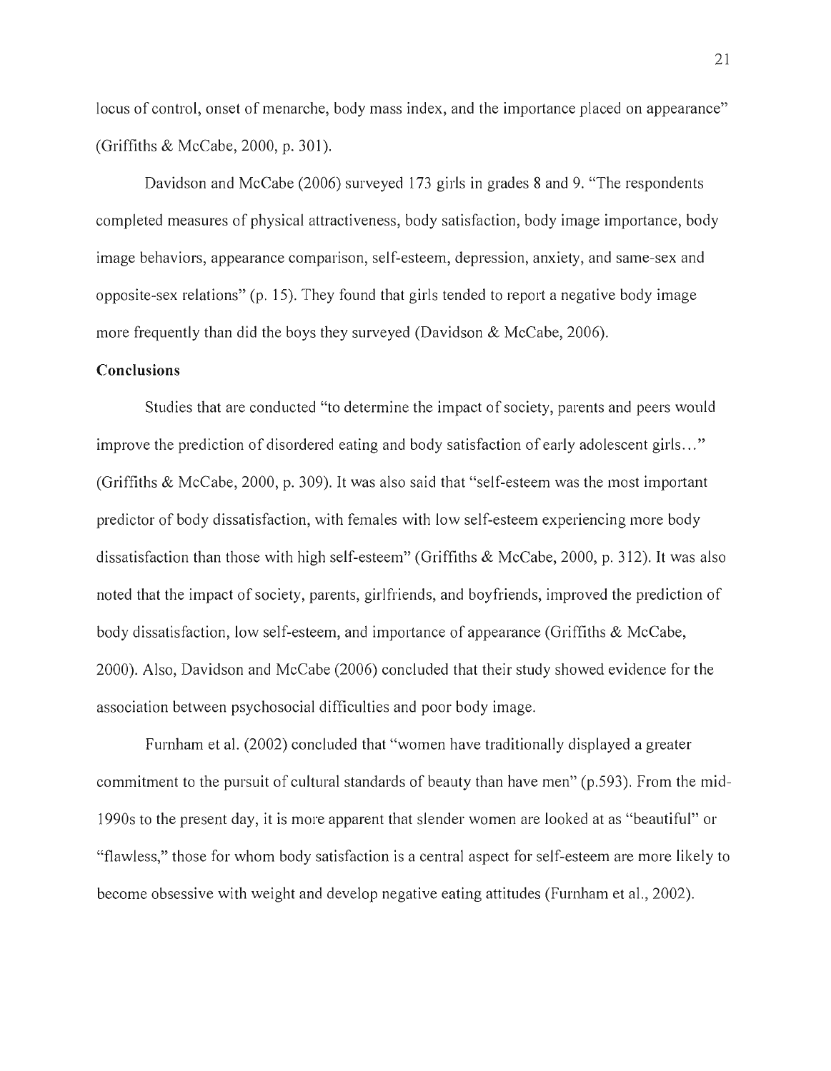locus of control, onset of menarche, body mass index, and the importance placed on appearance" (Griffiths & McCabe, 2000, p. 301).

Davidson and McCabe (2006) surveyed 173 girls in grades 8 and 9. "The respondents completed measures of physical attractiveness, body satisfaction, body image importance, body image behaviors, appearance comparison, self-esteem, depression, anxiety, and same-sex and opposite-sex relations" (p. 15). They found that girls tended to report a negative body image more frequently than did the boys they surveyed (Davidson & McCabe, 2006).

**Conclusions**

Studies that are conducted "to determine the impact of society, parents and peers would improve the prediction of disordered eating and body satisfaction of early adolescent girls…" (Griffiths & McCabe, 2000, p. 309). It was also said that "self-esteem was the most important predictor of body dissatisfaction, with females with low self-esteem experiencing more body dissatisfaction than those with high self-esteem" (Griffiths & McCabe, 2000, p. 312). It was also noted that the impact of society, parents, girlfriends, and boyfriends, improved the prediction of body dissatisfaction, low self-esteem, and importance of appearance (Griffiths & McCabe, 2000). Also, Davidson and McCabe (2006) concluded that their study showed evidence for the association between psychosocial difficulties and poor body image.

Furnham et al. (2002) concluded that "women have traditionally displayed a greater commitment to the pursuit of cultural standards of beauty than have men" (p.593). From the mid-1990s to the present day, it is more apparent that slender women are looked at as "beautiful" or "flawless," those for whom body satisfaction is a central aspect for self-esteem are more likely to become obsessive with weight and develop negative eating attitudes (Furnham et al., 2002).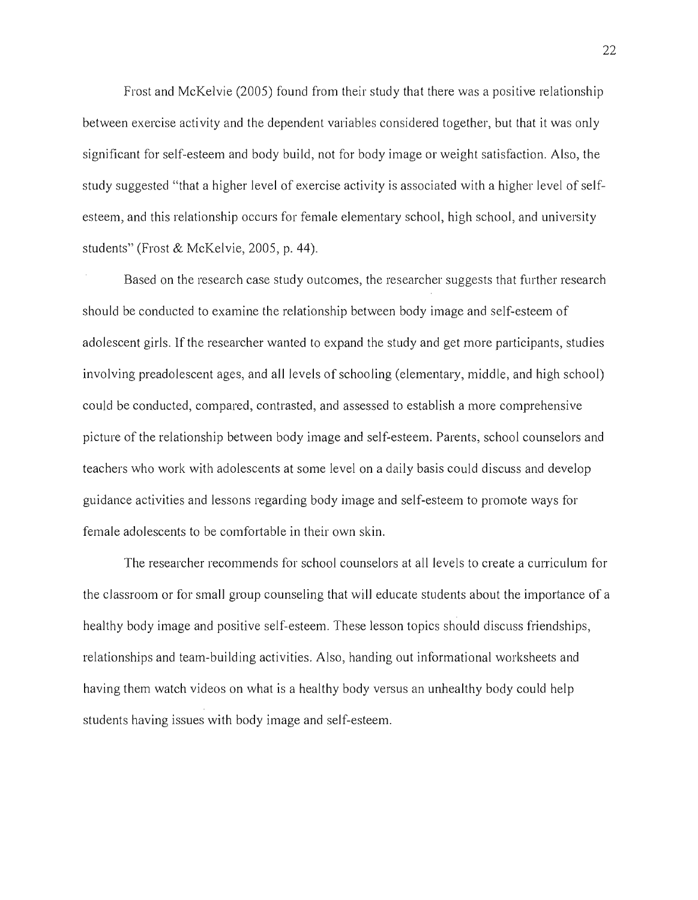Frost and McKelvie (2005) found from their study that there was a positive relationship between exercise activity and the dependent variables considered together, but that it was only significant for self-esteem and body build, not for body image or weight satisfaction. Also, the study suggested "that a higher level of exercise activity is associated with a higher level of self-esteem, and this relationship occurs for female elementary school, high school, and university students" (Frost & McKelvie, 2005, p. 44).

Based on the research case study outcomes, the researcher suggests that further research should be conducted to examine the relationship between body image and self-esteem of adolescent girls. If the researcher wanted to expand the study and get more participants, studies involving preadolescent ages, and all levels of schooling (elementary, middle, and high school) could be conducted, compared, contrasted, and assessed to establish a more comprehensive picture of the relationship between body image and self-esteem. Parents, school counselors and teachers who work with adolescents at some level on a daily basis could discuss and develop guidance activities and lessons regarding body image and self-esteem to promote ways for female adolescents to be comfortable in their own skin.

The researcher recommends for school counselors at all levels to create a curriculum for the classroom or for small group counseling that will educate students about the importance of a healthy body image and positive self-esteem. These lesson topics should discuss friendships, relationships and team-building activities. Also, handing out informational worksheets and having them watch videos on what is a healthy body versus an unhealthy body could help students having issues with body image and self-esteem.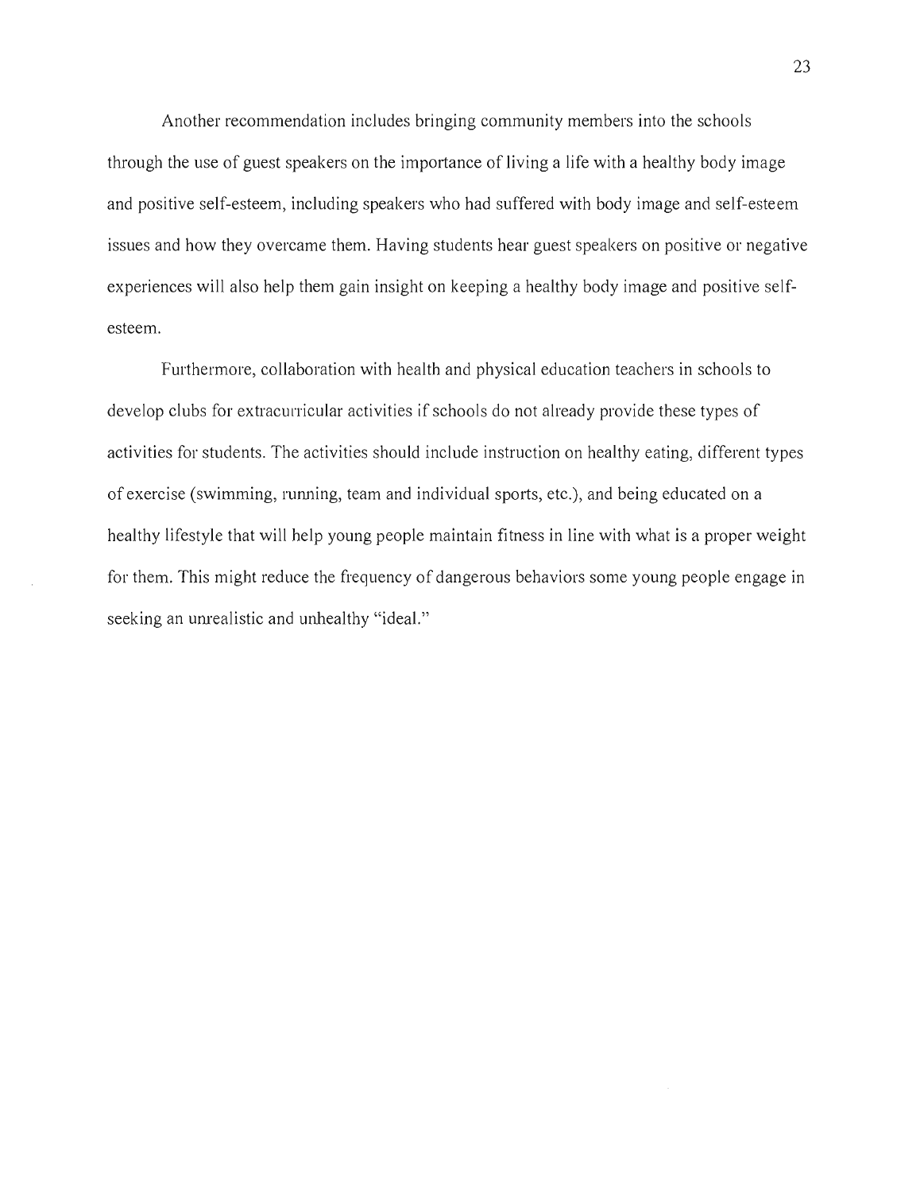Another recommendation includes bringing community members into the schools through the use of guest speakers on the importance of living a life with a healthy body image and positive self-esteem, including speakers who had suffered with body image and self-esteem issues and how they overcame them. Having students hear guest speakers on positive or negative experiences will also help them gain insight on keeping a healthy body image and positive self-esteem.

Furthermore, collaboration with health and physical education teachers in schools to develop clubs for extracurricular activities if schools do not already provide these types of activities for students. The activities should include instruction on healthy eating, different types of exercise (swimming, running, team and individual sports, etc.), and being educated on a healthy lifestyle that will help young people maintain fitness in line with what is a proper weight for them. This might reduce the frequency of dangerous behaviors some young people engage in seeking an unrealistic and unhealthy "ideal."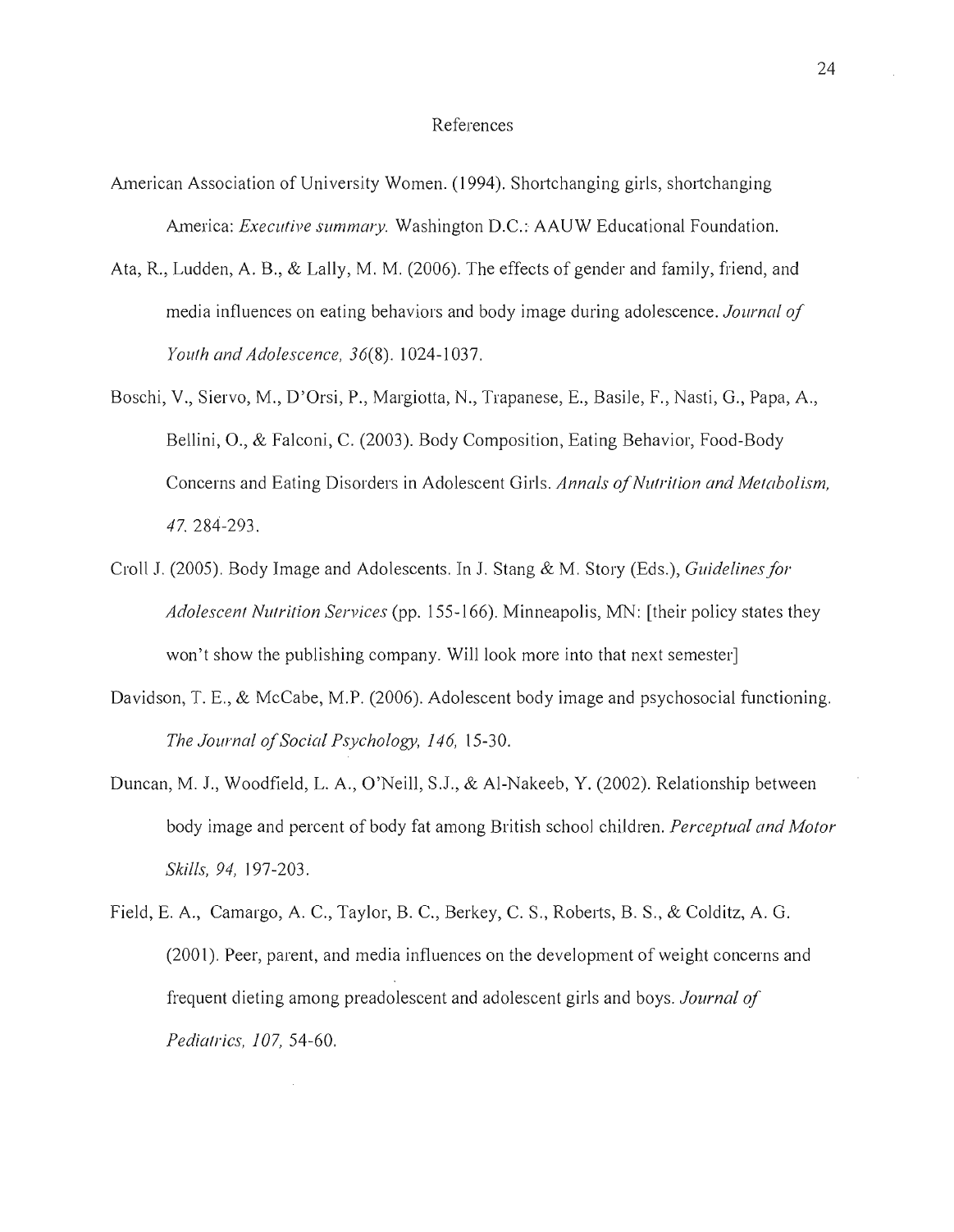# References

American Association of University Women. (1994). Shortchanging girls, shortchanging America: *Executive summary.* Washington D.C.: AAUW Educational Foundation.

Ata, R., Ludden, A. B., & Lally, M. M. (2006). The effects of gender and family, friend, and media influences on eating behaviors and body image during adolescence. *Journal of Youth and Adolescence, 36*(8). 1024-1037.

Boschi, V., Siervo, M., D'Orsi, P., Margiotta, N., Trapanese, E., Basile, F., Nasti, G., Papa, A., Bellini, O., & Falconi, C. (2003). Body Composition, Eating Behavior, Food-Body Concerns and Eating Disorders in Adolescent Girls. *Annals of Nutrition and Metabolism, 47.* 284-293.

Croll J. (2005). Body Image and Adolescents. In J. Stang & M. Story (Eds.), *Guidelines for Adolescent Nutrition Services* (pp. 155-166). Minneapolis, MN: [their policy states they won't show the publishing company. Will look more into that next semester]

Davidson, T. E., & McCabe, M.P. (2006). Adolescent body image and psychosocial functioning. *The Journal of Social Psychology, 146,* 15-30.

Duncan, M. J., Woodfield, L. A., O'Neill, S.J., & Al-Nakeeb, Y. (2002). Relationship between body image and percent of body fat among British school children. *Perceptual and Motor Skills, 94,* 197-203.

Field, E. A., Camargo, A. C., Taylor, B. C., Berkey, C. S., Roberts, B. S., & Colditz, A. G. (2001). Peer, parent, and media influences on the development of weight concerns and frequent dieting among preadolescent and adolescent girls and boys. *Journal of Pediatrics, 107,* 54-60.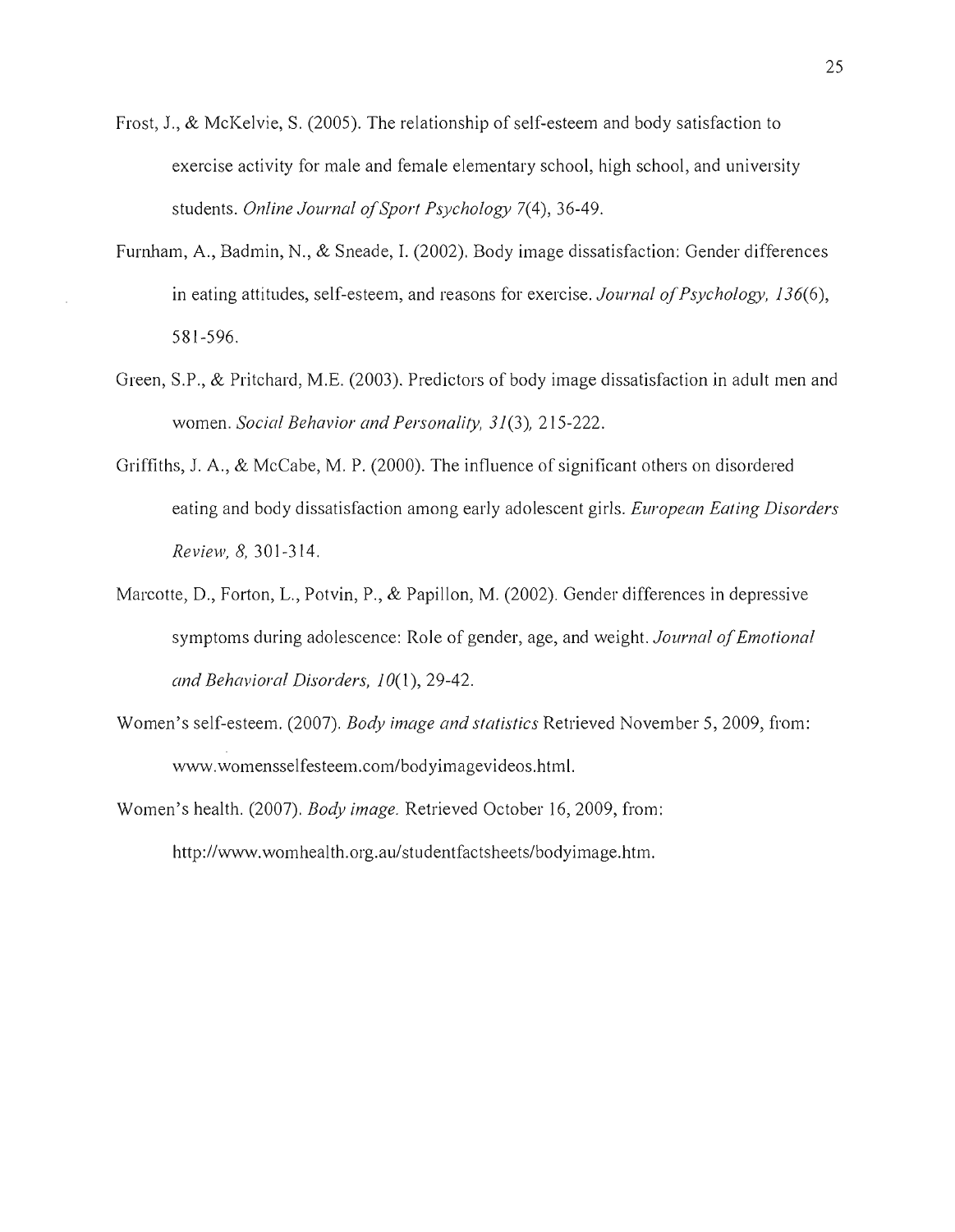Frost, J., & McKelvie, S. (2005). The relationship of self-esteem and body satisfaction to exercise activity for male and female elementary school, high school, and university students. *Online Journal of Sport Psychology 7*(4), 36-49.

Furnham, A., Badmin, N., & Sneade, I. (2002). Body image dissatisfaction: Gender differences in eating attitudes, self-esteem, and reasons for exercise. *Journal of Psychology, 136*(6), 581-596.

Green, S.P., & Pritchard, M.E. (2003). Predictors of body image dissatisfaction in adult men and women. *Social Behavior and Personality, 31*(3), 215-222.

Griffiths, J. A., & McCabe, M. P. (2000). The influence of significant others on disordered eating and body dissatisfaction among early adolescent girls. *European Eating Disorders Review, 8*, 301-314.

Marcotte, D., Forton, L., Potvin, P., & Papillon, M. (2002). Gender differences in depressive symptoms during adolescence: Role of gender, age, and weight. *Journal of Emotional and Behavioral Disorders, 10*(1), 29-42.

Women's self-esteem. (2007). *Body image and statistics* Retrieved November 5, 2009, from: www.womensselfesteem.com/bodyimagevideos.html.

Women's health. (2007). *Body image.* Retrieved October 16, 2009, from: http://www.womhealth.org.au/studentfactsheets/bodyimage.htm.